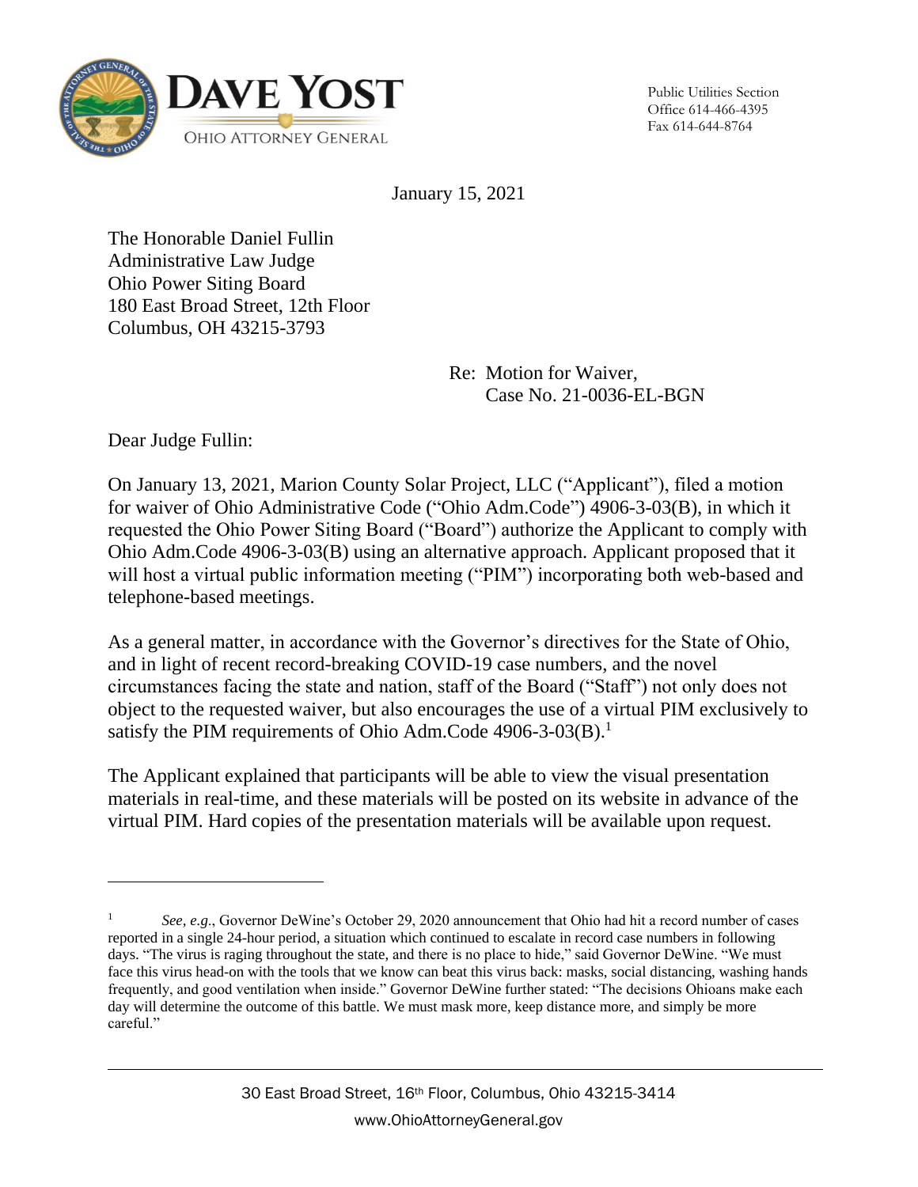**DAVE YOST**
OHIO ATTORNEY GENERAL

Public Utilities Section
Office 614-466-4395
Fax 614-644-8764

January 15, 2021

The Honorable Daniel Fullin
Administrative Law Judge
Ohio Power Siting Board
180 East Broad Street, 12th Floor
Columbus, OH 43215-3793

Re: Motion for Waiver,
Case No. 21-0036-EL-BGN

Dear Judge Fullin:

On January 13, 2021, Marion County Solar Project, LLC ("Applicant"), filed a motion for waiver of Ohio Administrative Code ("Ohio Adm.Code") 4906-3-03(B), in which it requested the Ohio Power Siting Board ("Board") authorize the Applicant to comply with Ohio Adm.Code 4906-3-03(B) using an alternative approach. Applicant proposed that it will host a virtual public information meeting ("PIM") incorporating both web-based and telephone-based meetings.

As a general matter, in accordance with the Governor's directives for the State of Ohio, and in light of recent record-breaking COVID-19 case numbers, and the novel circumstances facing the state and nation, staff of the Board ("Staff") not only does not object to the requested waiver, but also encourages the use of a virtual PIM exclusively to satisfy the PIM requirements of Ohio Adm.Code 4906-3-03(B).[1]

The Applicant explained that participants will be able to view the visual presentation materials in real-time, and these materials will be posted on its website in advance of the virtual PIM. Hard copies of the presentation materials will be available upon request.

---

[1] *See, e.g.*, Governor DeWine's October 29, 2020 announcement that Ohio had hit a record number of cases reported in a single 24-hour period, a situation which continued to escalate in record case numbers in following days. "The virus is raging throughout the state, and there is no place to hide," said Governor DeWine. "We must face this virus head-on with the tools that we know can beat this virus back: masks, social distancing, washing hands frequently, and good ventilation when inside." Governor DeWine further stated: "The decisions Ohioans make each day will determine the outcome of this battle. We must mask more, keep distance more, and simply be more careful."

30 East Broad Street, 16th Floor, Columbus, Ohio 43215-3414
www.OhioAttorneyGeneral.gov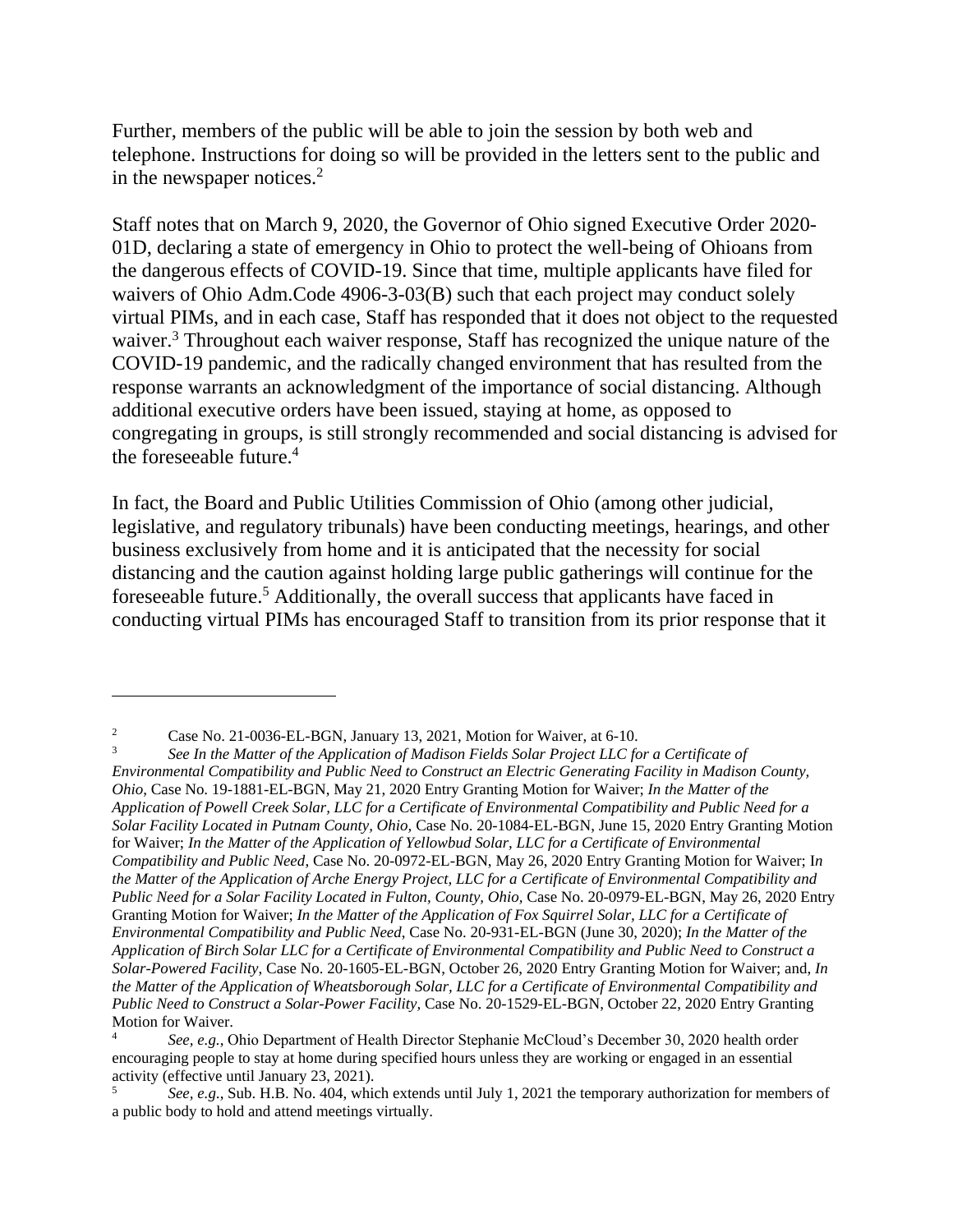Further, members of the public will be able to join the session by both web and telephone. Instructions for doing so will be provided in the letters sent to the public and in the newspaper notices.[2]

Staff notes that on March 9, 2020, the Governor of Ohio signed Executive Order 2020-01D, declaring a state of emergency in Ohio to protect the well-being of Ohioans from the dangerous effects of COVID-19. Since that time, multiple applicants have filed for waivers of Ohio Adm.Code 4906-3-03(B) such that each project may conduct solely virtual PIMs, and in each case, Staff has responded that it does not object to the requested waiver.[3] Throughout each waiver response, Staff has recognized the unique nature of the COVID-19 pandemic, and the radically changed environment that has resulted from the response warrants an acknowledgment of the importance of social distancing. Although additional executive orders have been issued, staying at home, as opposed to congregating in groups, is still strongly recommended and social distancing is advised for the foreseeable future.[4]

In fact, the Board and Public Utilities Commission of Ohio (among other judicial, legislative, and regulatory tribunals) have been conducting meetings, hearings, and other business exclusively from home and it is anticipated that the necessity for social distancing and the caution against holding large public gatherings will continue for the foreseeable future.[5] Additionally, the overall success that applicants have faced in conducting virtual PIMs has encouraged Staff to transition from its prior response that it

---

[2] Case No. 21-0036-EL-BGN, January 13, 2021, Motion for Waiver, at 6-10.

[3] *See In the Matter of the Application of Madison Fields Solar Project LLC for a Certificate of Environmental Compatibility and Public Need to Construct an Electric Generating Facility in Madison County, Ohio*, Case No. 19-1881-EL-BGN, May 21, 2020 Entry Granting Motion for Waiver; *In the Matter of the Application of Powell Creek Solar, LLC for a Certificate of Environmental Compatibility and Public Need for a Solar Facility Located in Putnam County, Ohio,* Case No. 20-1084-EL-BGN, June 15, 2020 Entry Granting Motion for Waiver; *In the Matter of the Application of Yellowbud Solar, LLC for a Certificate of Environmental Compatibility and Public Need,* Case No. 20-0972-EL-BGN, May 26, 2020 Entry Granting Motion for Waiver; *In the Matter of the Application of Arche Energy Project, LLC for a Certificate of Environmental Compatibility and Public Need for a Solar Facility Located in Fulton, County, Ohio*, Case No. 20-0979-EL-BGN, May 26, 2020 Entry Granting Motion for Waiver; *In the Matter of the Application of Fox Squirrel Solar, LLC for a Certificate of Environmental Compatibility and Public Need*, Case No. 20-931-EL-BGN (June 30, 2020); *In the Matter of the Application of Birch Solar LLC for a Certificate of Environmental Compatibility and Public Need to Construct a Solar-Powered Facility*, Case No. 20-1605-EL-BGN, October 26, 2020 Entry Granting Motion for Waiver; and, *In the Matter of the Application of Wheatsborough Solar, LLC for a Certificate of Environmental Compatibility and Public Need to Construct a Solar-Power Facility,* Case No. 20-1529-EL-BGN, October 22, 2020 Entry Granting Motion for Waiver.

[4] *See, e.g.*, Ohio Department of Health Director Stephanie McCloud's December 30, 2020 health order encouraging people to stay at home during specified hours unless they are working or engaged in an essential activity (effective until January 23, 2021).

[5] *See, e.g.*, Sub. H.B. No. 404, which extends until July 1, 2021 the temporary authorization for members of a public body to hold and attend meetings virtually.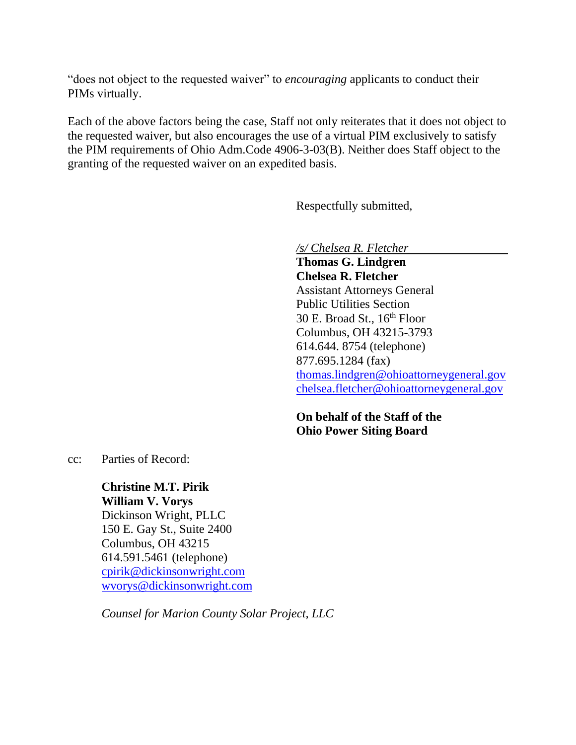"does not object to the requested waiver" to *encouraging* applicants to conduct their PIMs virtually.

Each of the above factors being the case, Staff not only reiterates that it does not object to the requested waiver, but also encourages the use of a virtual PIM exclusively to satisfy the PIM requirements of Ohio Adm.Code 4906-3-03(B). Neither does Staff object to the granting of the requested waiver on an expedited basis.

Respectfully submitted,

*/s/ Chelsea R. Fletcher*
**Thomas G. Lindgren**
**Chelsea R. Fletcher**
Assistant Attorneys General
Public Utilities Section
30 E. Broad St., 16th Floor
Columbus, OH 43215-3793
614.644. 8754 (telephone)
877.695.1284 (fax)
thomas.lindgren@ohioattorneygeneral.gov
chelsea.fletcher@ohioattorneygeneral.gov

**On behalf of the Staff of the Ohio Power Siting Board**

cc: Parties of Record:

**Christine M.T. Pirik**
**William V. Vorys**
Dickinson Wright, PLLC
150 E. Gay St., Suite 2400
Columbus, OH 43215
614.591.5461 (telephone)
cpirik@dickinsonwright.com
wvorys@dickinsonwright.com

*Counsel for Marion County Solar Project, LLC*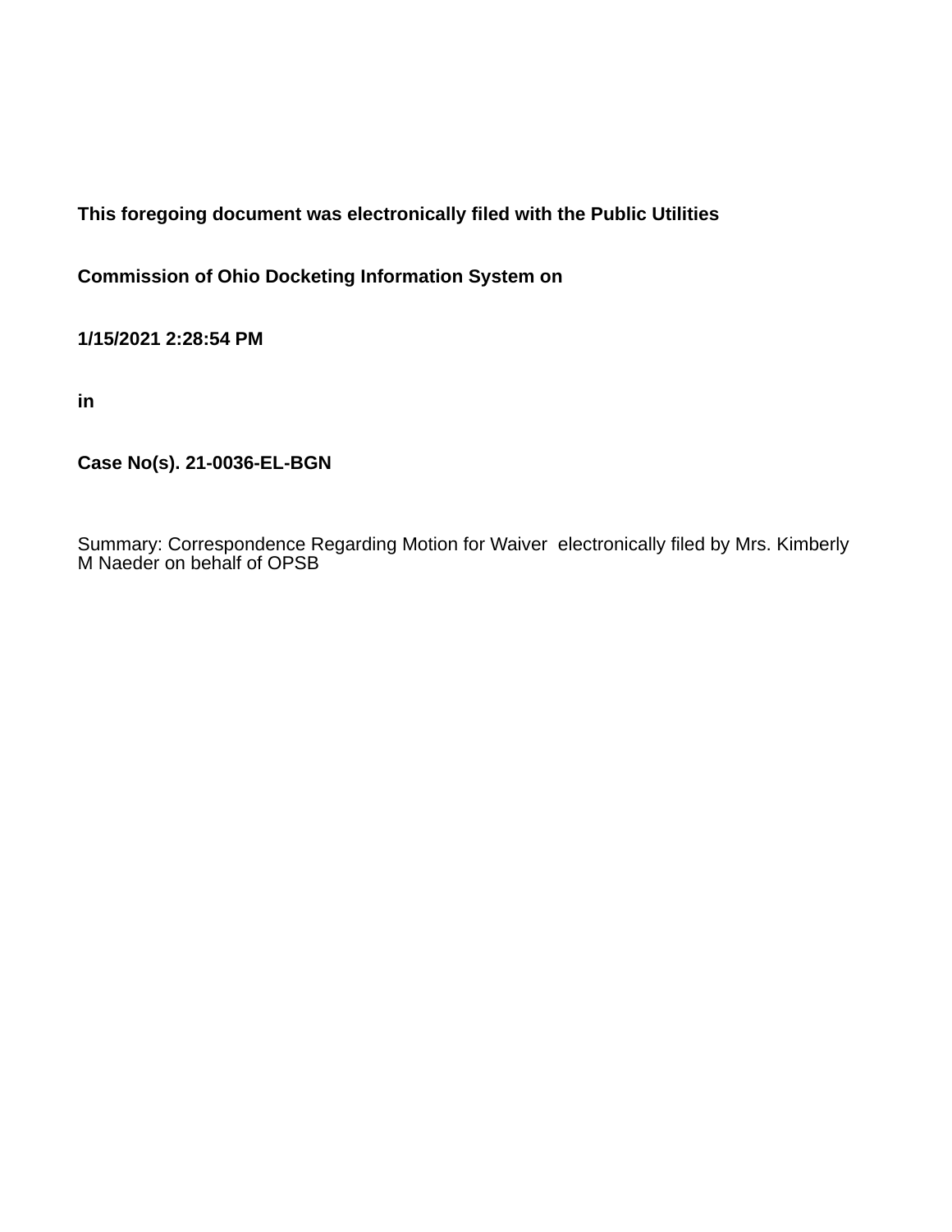**This foregoing document was electronically filed with the Public Utilities**

**Commission of Ohio Docketing Information System on**

**1/15/2021 2:28:54 PM**

**in**

**Case No(s). 21-0036-EL-BGN**

Summary: Correspondence Regarding Motion for Waiver electronically filed by Mrs. Kimberly M Naeder on behalf of OPSB